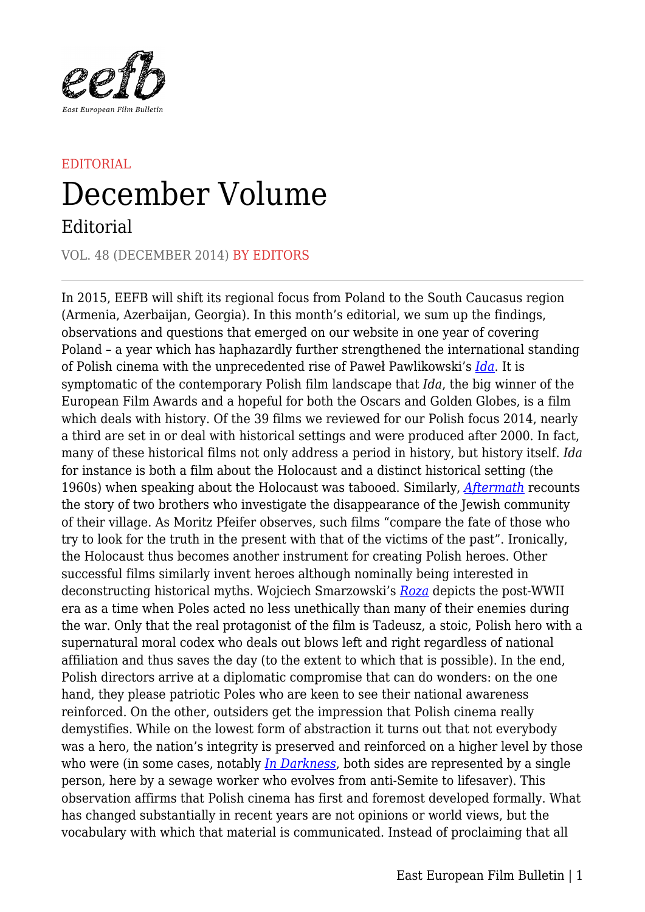EDITORIAL

# December Volume

## Editorial

VOL. 48 (DECEMBER 2014) BY EDITORS

---

In 2015, EEFB will shift its regional focus from Poland to the South Caucasus region (Armenia, Azerbaijan, Georgia). In this month's editorial, we sum up the findings, observations and questions that emerged on our website in one year of covering Poland – a year which has haphazardly further strengthened the international standing of Polish cinema with the unprecedented rise of Paweł Pawlikowski's *Ida*. It is symptomatic of the contemporary Polish film landscape that *Ida*, the big winner of the European Film Awards and a hopeful for both the Oscars and Golden Globes, is a film which deals with history. Of the 39 films we reviewed for our Polish focus 2014, nearly a third are set in or deal with historical settings and were produced after 2000. In fact, many of these historical films not only address a period in history, but history itself. *Ida* for instance is both a film about the Holocaust and a distinct historical setting (the 1960s) when speaking about the Holocaust was tabooed. Similarly, *Aftermath* recounts the story of two brothers who investigate the disappearance of the Jewish community of their village. As Moritz Pfeifer observes, such films "compare the fate of those who try to look for the truth in the present with that of the victims of the past". Ironically, the Holocaust thus becomes another instrument for creating Polish heroes. Other successful films similarly invent heroes although nominally being interested in deconstructing historical myths. Wojciech Smarzowski's *Roza* depicts the post-WWII era as a time when Poles acted no less unethically than many of their enemies during the war. Only that the real protagonist of the film is Tadeusz, a stoic, Polish hero with a supernatural moral codex who deals out blows left and right regardless of national affiliation and thus saves the day (to the extent to which that is possible). In the end, Polish directors arrive at a diplomatic compromise that can do wonders: on the one hand, they please patriotic Poles who are keen to see their national awareness reinforced. On the other, outsiders get the impression that Polish cinema really demystifies. While on the lowest form of abstraction it turns out that not everybody was a hero, the nation's integrity is preserved and reinforced on a higher level by those who were (in some cases, notably *In Darkness*, both sides are represented by a single person, here by a sewage worker who evolves from anti-Semite to lifesaver). This observation affirms that Polish cinema has first and foremost developed formally. What has changed substantially in recent years are not opinions or world views, but the vocabulary with which that material is communicated. Instead of proclaiming that all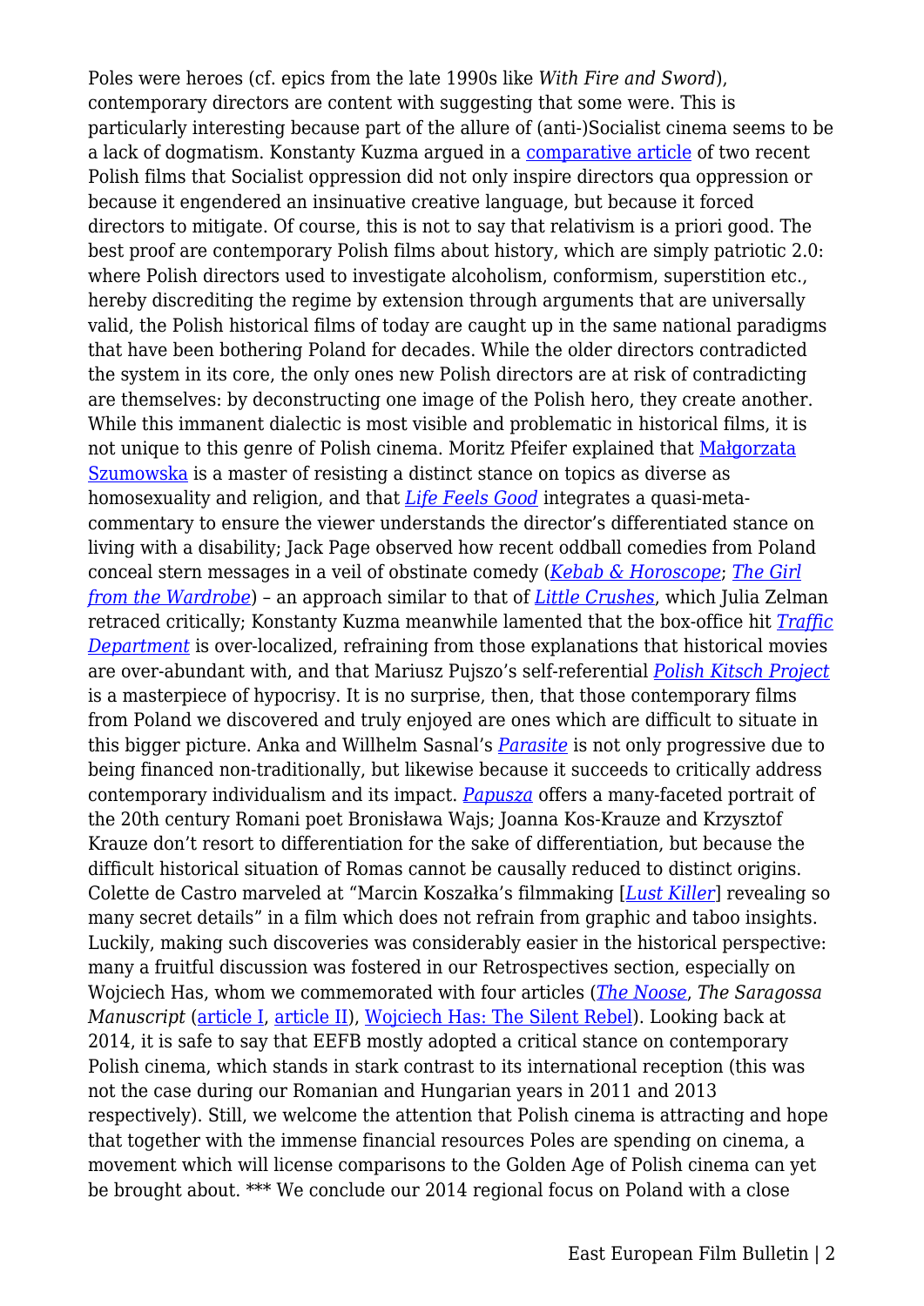Poles were heroes (cf. epics from the late 1990s like *With Fire and Sword*), contemporary directors are content with suggesting that some were. This is particularly interesting because part of the allure of (anti-)Socialist cinema seems to be a lack of dogmatism. Konstanty Kuzma argued in a comparative article of two recent Polish films that Socialist oppression did not only inspire directors qua oppression or because it engendered an insinuative creative language, but because it forced directors to mitigate. Of course, this is not to say that relativism is a priori good. The best proof are contemporary Polish films about history, which are simply patriotic 2.0: where Polish directors used to investigate alcoholism, conformism, superstition etc., hereby discrediting the regime by extension through arguments that are universally valid, the Polish historical films of today are caught up in the same national paradigms that have been bothering Poland for decades. While the older directors contradicted the system in its core, the only ones new Polish directors are at risk of contradicting are themselves: by deconstructing one image of the Polish hero, they create another. While this immanent dialectic is most visible and problematic in historical films, it is not unique to this genre of Polish cinema. Moritz Pfeifer explained that Małgorzata Szumowska is a master of resisting a distinct stance on topics as diverse as homosexuality and religion, and that *Life Feels Good* integrates a quasi-meta-commentary to ensure the viewer understands the director's differentiated stance on living with a disability; Jack Page observed how recent oddball comedies from Poland conceal stern messages in a veil of obstinate comedy (*Kebab & Horoscope*; *The Girl from the Wardrobe*) – an approach similar to that of *Little Crushes*, which Julia Zelman retraced critically; Konstanty Kuzma meanwhile lamented that the box-office hit *Traffic Department* is over-localized, refraining from those explanations that historical movies are over-abundant with, and that Mariusz Pujszo's self-referential *Polish Kitsch Project* is a masterpiece of hypocrisy. It is no surprise, then, that those contemporary films from Poland we discovered and truly enjoyed are ones which are difficult to situate in this bigger picture. Anka and Willhelm Sasnal's *Parasite* is not only progressive due to being financed non-traditionally, but likewise because it succeeds to critically address contemporary individualism and its impact. *Papusza* offers a many-faceted portrait of the 20th century Romani poet Bronisława Wajs; Joanna Kos-Krauze and Krzysztof Krauze don't resort to differentiation for the sake of differentiation, but because the difficult historical situation of Romas cannot be causally reduced to distinct origins. Colette de Castro marveled at "Marcin Koszałka's filmmaking [*Lust Killer*] revealing so many secret details" in a film which does not refrain from graphic and taboo insights. Luckily, making such discoveries was considerably easier in the historical perspective: many a fruitful discussion was fostered in our Retrospectives section, especially on Wojciech Has, whom we commemorated with four articles (*The Noose*, *The Saragossa Manuscript* (article I, article II), Wojciech Has: The Silent Rebel). Looking back at 2014, it is safe to say that EEFB mostly adopted a critical stance on contemporary Polish cinema, which stands in stark contrast to its international reception (this was not the case during our Romanian and Hungarian years in 2011 and 2013 respectively). Still, we welcome the attention that Polish cinema is attracting and hope that together with the immense financial resources Poles are spending on cinema, a movement which will license comparisons to the Golden Age of Polish cinema can yet be brought about. *** We conclude our 2014 regional focus on Poland with a close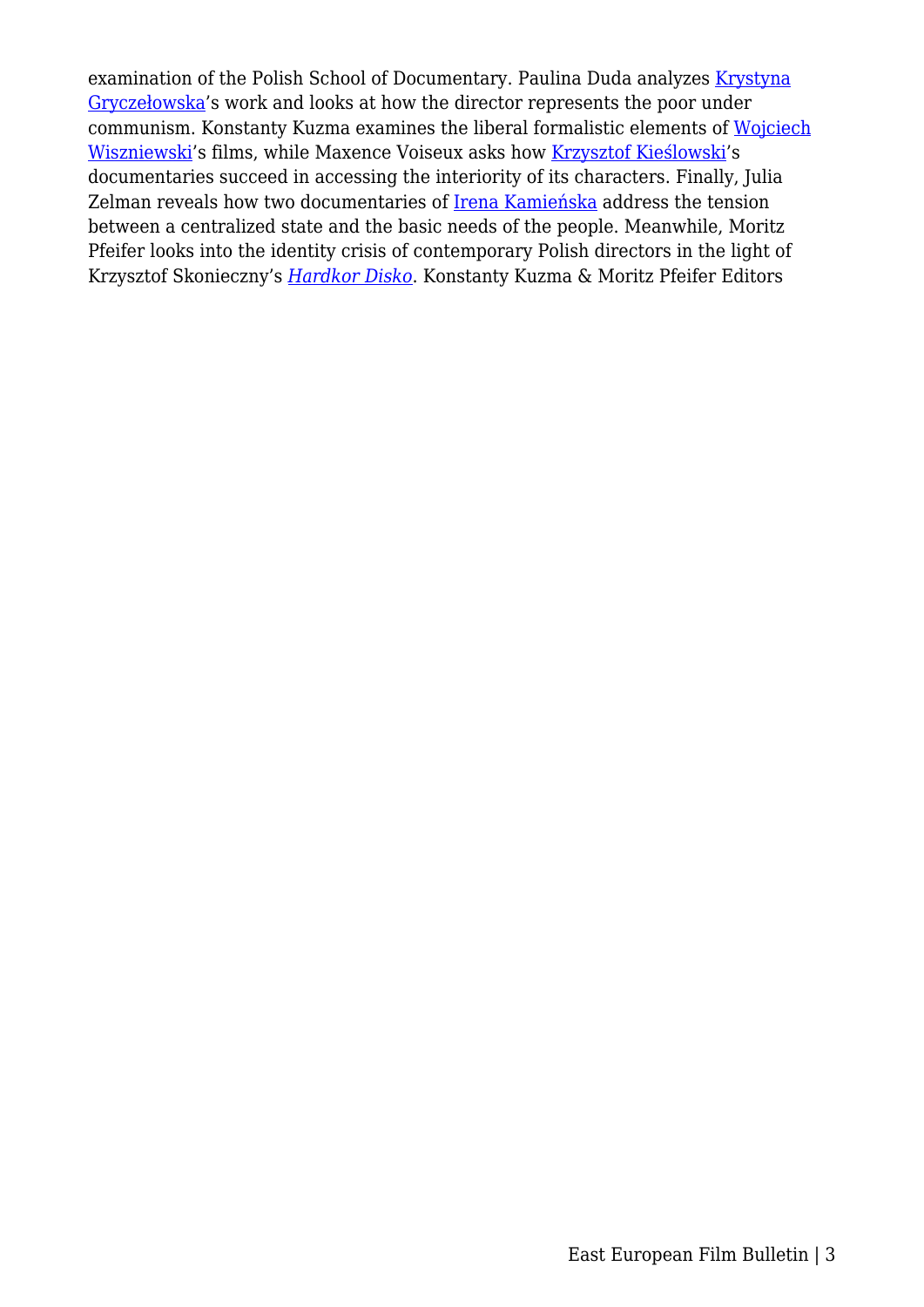examination of the Polish School of Documentary. Paulina Duda analyzes Krystyna Gryczełowska's work and looks at how the director represents the poor under communism. Konstanty Kuzma examines the liberal formalistic elements of Wojciech Wiszniewski's films, while Maxence Voiseux asks how Krzysztof Kieślowski's documentaries succeed in accessing the interiority of its characters. Finally, Julia Zelman reveals how two documentaries of Irena Kamieńska address the tension between a centralized state and the basic needs of the people. Meanwhile, Moritz Pfeifer looks into the identity crisis of contemporary Polish directors in the light of Krzysztof Skonieczny's *Hardkor Disko*. Konstanty Kuzma & Moritz Pfeifer Editors